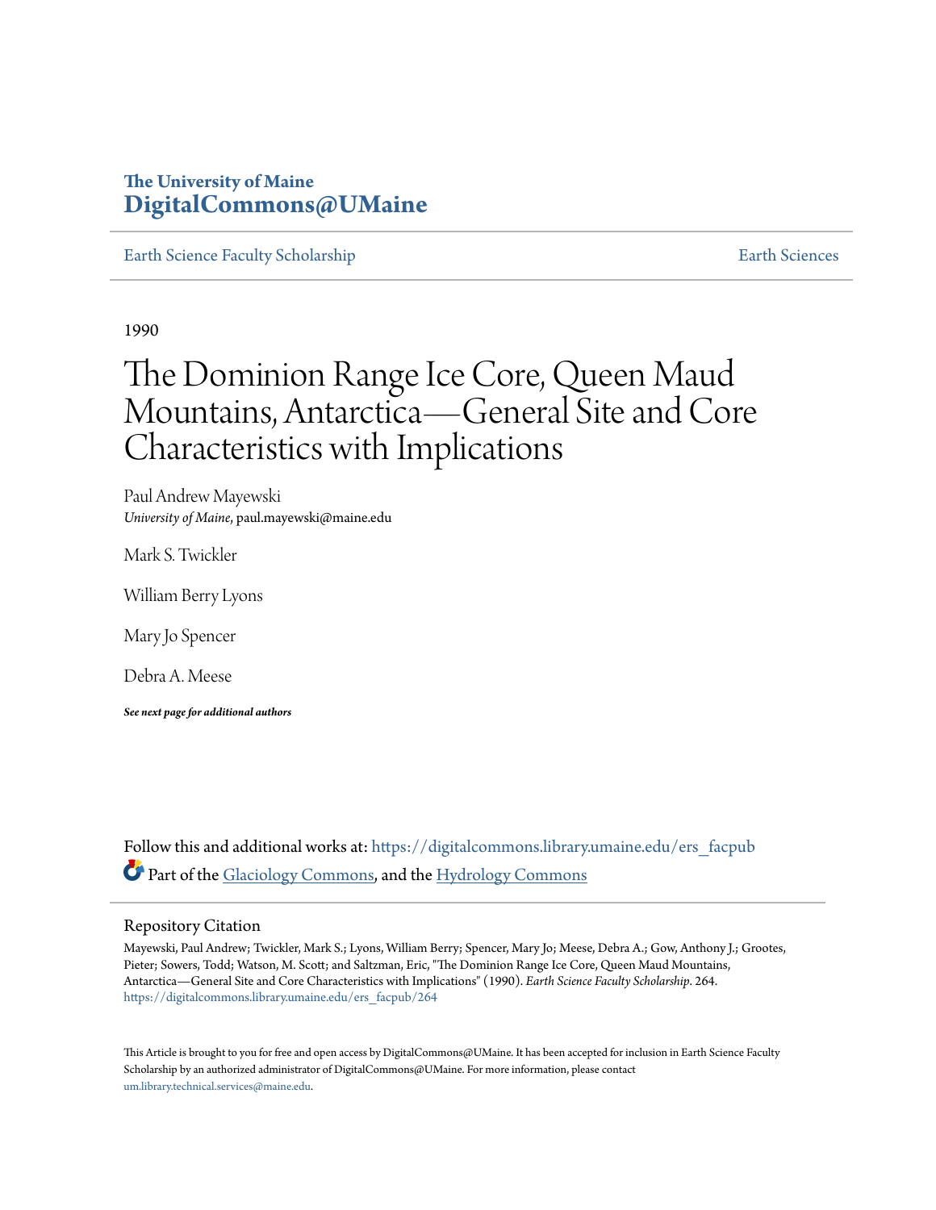The University of Maine
**DigitalCommons@UMaine**

Earth Science Faculty Scholarship | Earth Sciences

1990

# The Dominion Range Ice Core, Queen Maud Mountains, Antarctica—General Site and Core Characteristics with Implications

Paul Andrew Mayewski
*University of Maine*, paul.mayewski@maine.edu

Mark S. Twickler

William Berry Lyons

Mary Jo Spencer

Debra A. Meese

***See next page for additional authors***

Follow this and additional works at: https://digitalcommons.library.umaine.edu/ers_facpub

Part of the Glaciology Commons, and the Hydrology Commons

## Repository Citation

Mayewski, Paul Andrew; Twickler, Mark S.; Lyons, William Berry; Spencer, Mary Jo; Meese, Debra A.; Gow, Anthony J.; Grootes, Pieter; Sowers, Todd; Watson, M. Scott; and Saltzman, Eric, "The Dominion Range Ice Core, Queen Maud Mountains, Antarctica—General Site and Core Characteristics with Implications" (1990). *Earth Science Faculty Scholarship*. 264.
https://digitalcommons.library.umaine.edu/ers_facpub/264

This Article is brought to you for free and open access by DigitalCommons@UMaine. It has been accepted for inclusion in Earth Science Faculty Scholarship by an authorized administrator of DigitalCommons@UMaine. For more information, please contact um.library.technical.services@maine.edu.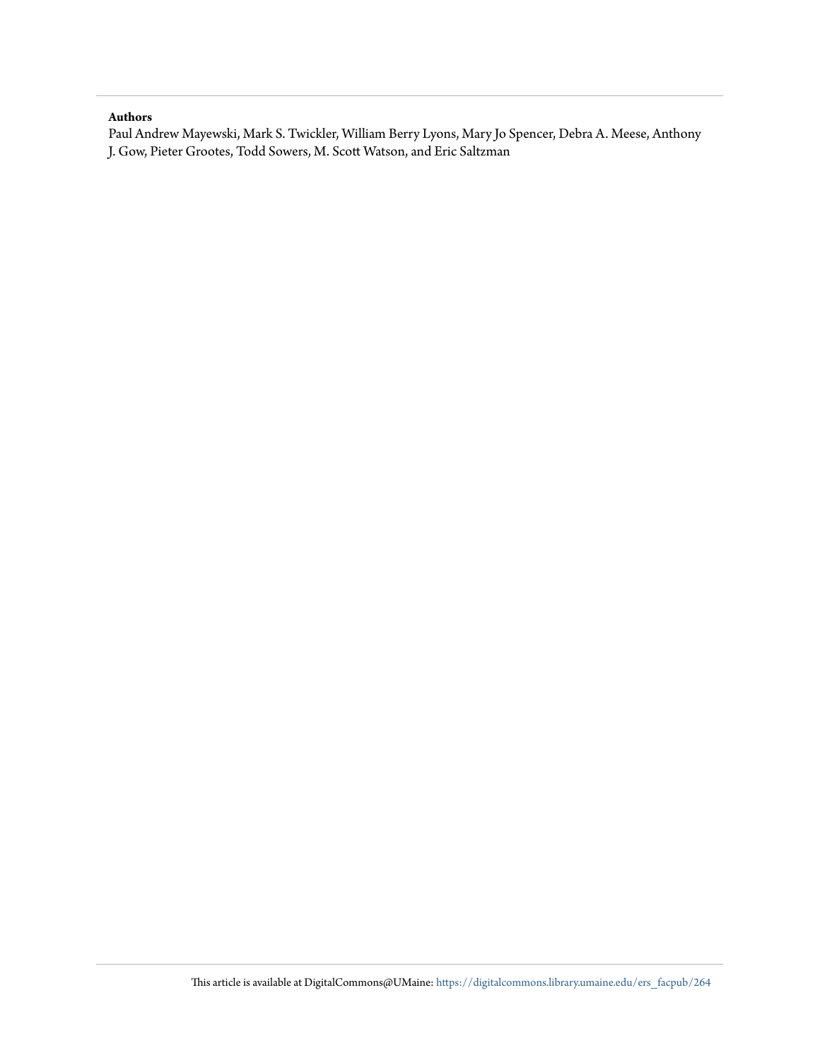**Authors**

Paul Andrew Mayewski, Mark S. Twickler, William Berry Lyons, Mary Jo Spencer, Debra A. Meese, Anthony J. Gow, Pieter Grootes, Todd Sowers, M. Scott Watson, and Eric Saltzman

This article is available at DigitalCommons@UMaine: https://digitalcommons.library.umaine.edu/ers_facpub/264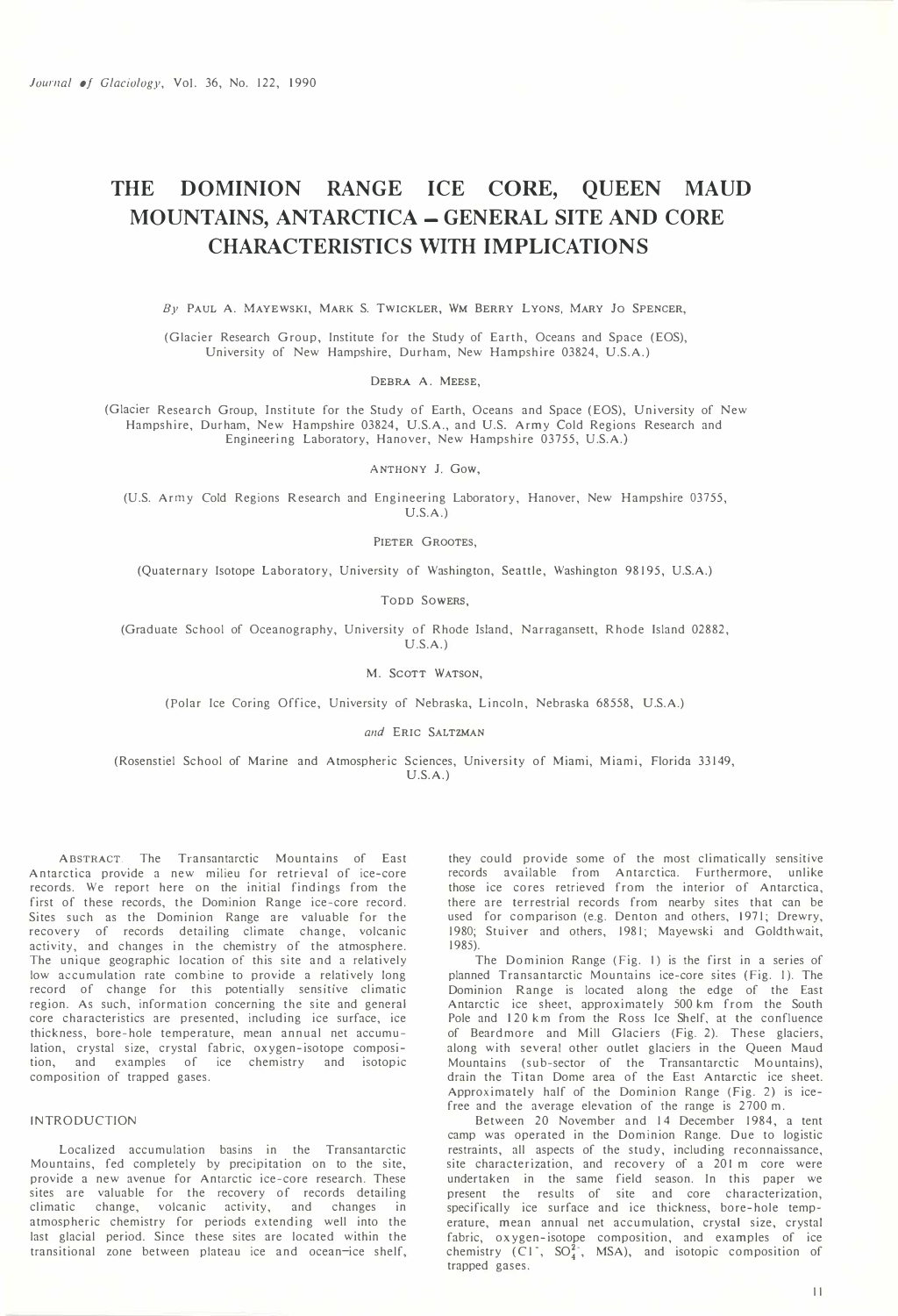# THE DOMINION RANGE ICE CORE, QUEEN MAUD MOUNTAINS, ANTARCTICA – GENERAL SITE AND CORE CHARACTERISTICS WITH IMPLICATIONS

*By* Paul A. Mayewski, Mark S. Twickler, Wm Berry Lyons, Mary Jo Spencer,

(Glacier Research Group, Institute for the Study of Earth, Oceans and Space (EOS), University of New Hampshire, Durham, New Hampshire 03824, U.S.A.)

Debra A. Meese,

(Glacier Research Group, Institute for the Study of Earth, Oceans and Space (EOS), University of New Hampshire, Durham, New Hampshire 03824, U.S.A., and U.S. Army Cold Regions Research and Engineering Laboratory, Hanover, New Hampshire 03755, U.S.A.)

Anthony J. Gow,

(U.S. Army Cold Regions Research and Engineering Laboratory, Hanover, New Hampshire 03755, U.S.A.)

Pieter Grootes,

(Quaternary Isotope Laboratory, University of Washington, Seattle, Washington 98195, U.S.A.)

Todd Sowers,

(Graduate School of Oceanography, University of Rhode Island, Narragansett, Rhode Island 02882, U.S.A.)

M. Scott Watson,

(Polar Ice Coring Office, University of Nebraska, Lincoln, Nebraska 68558, U.S.A.)

*and* Eric Saltzman

(Rosenstiel School of Marine and Atmospheric Sciences, University of Miami, Miami, Florida 33149, U.S.A.)

Abstract. The Transantarctic Mountains of East Antarctica provide a new milieu for retrieval of ice-core records. We report here on the initial findings from the first of these records, the Dominion Range ice-core record. Sites such as the Dominion Range are valuable for the recovery of records detailing climate change, volcanic activity, and changes in the chemistry of the atmosphere. The unique geographic location of this site and a relatively low accumulation rate combine to provide a relatively long record of change for this potentially sensitive climatic region. As such, information concerning the site and general core characteristics are presented, including ice surface, ice thickness, bore-hole temperature, mean annual net accumulation, crystal size, crystal fabric, oxygen-isotope composition, and examples of ice chemistry and isotopic composition of trapped gases.

## INTRODUCTION

Localized accumulation basins in the Transantarctic Mountains, fed completely by precipitation on to the site, provide a new avenue for Antarctic ice-core research. These sites are valuable for the recovery of records detailing climatic change, volcanic activity, and changes in atmospheric chemistry for periods extending well into the last glacial period. Since these sites are located within the transitional zone between plateau ice and ocean–ice shelf, they could provide some of the most climatically sensitive records available from Antarctica. Furthermore, unlike those ice cores retrieved from the interior of Antarctica, there are terrestrial records from nearby sites that can be used for comparison (e.g. Denton and others, 1971; Drewry, 1980; Stuiver and others, 1981; Mayewski and Goldthwait, 1985).

The Dominion Range (Fig. 1) is the first in a series of planned Transantarctic Mountains ice-core sites (Fig. 1). The Dominion Range is located along the edge of the East Antarctic ice sheet, approximately 500 km from the South Pole and 120 km from the Ross Ice Shelf, at the confluence of Beardmore and Mill Glaciers (Fig. 2). These glaciers, along with several other outlet glaciers in the Queen Maud Mountains (sub-sector of the Transantarctic Mountains), drain the Titan Dome area of the East Antarctic ice sheet. Approximately half of the Dominion Range (Fig. 2) is ice-free and the average elevation of the range is 2700 m.

Between 20 November and 14 December 1984, a tent camp was operated in the Dominion Range. Due to logistic restraints, all aspects of the study, including reconnaissance, site characterization, and recovery of a 201 m core were undertaken in the same field season. In this paper we present the results of site and core characterization, specifically ice surface and ice thickness, bore-hole temperature, mean annual net accumulation, crystal size, crystal fabric, oxygen-isotope composition, and examples of ice chemistry ($Cl^-$, $SO_4^{2-}$, MSA), and isotopic composition of trapped gases.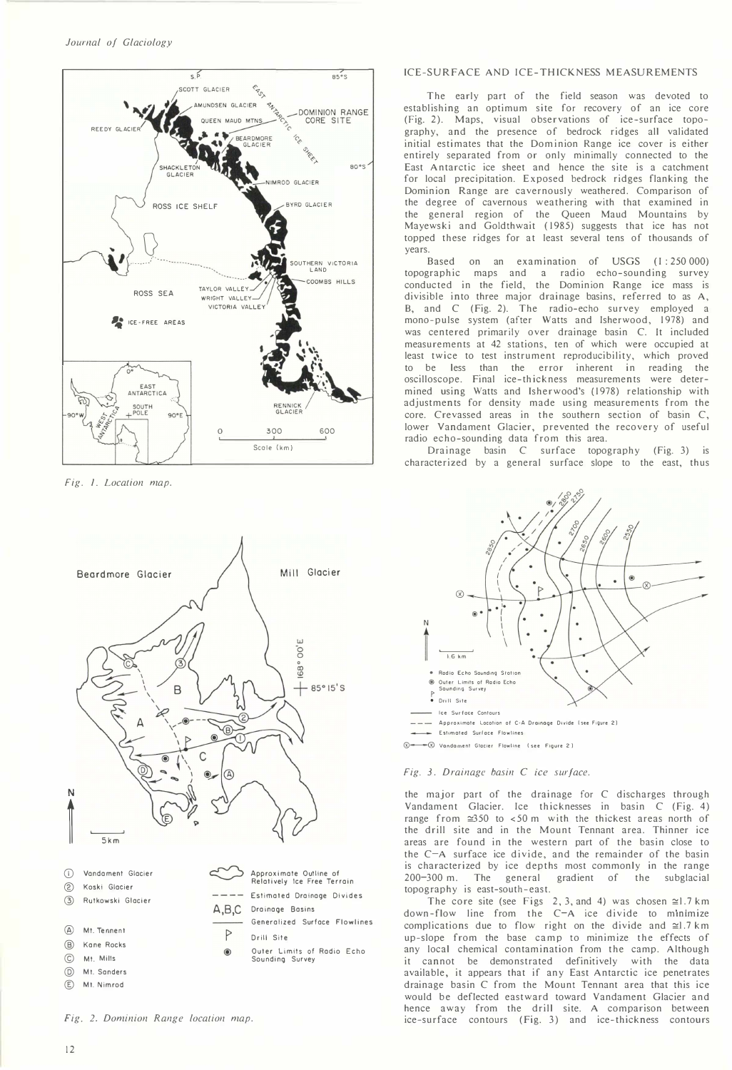Fig. 1. Location map.

Fig. 2. Dominion Range location map.

## ICE-SURFACE AND ICE-THICKNESS MEASUREMENTS

The early part of the field season was devoted to establishing an optimum site for recovery of an ice core (Fig. 2). Maps, visual observations of ice-surface topography, and the presence of bedrock ridges all validated initial estimates that the Dominion Range ice cover is either entirely separated from or only minimally connected to the East Antarctic ice sheet and hence the site is a catchment for local precipitation. Exposed bedrock ridges flanking the Dominion Range are cavernously weathered. Comparison of the degree of cavernous weathering with that examined in the general region of the Queen Maud Mountains by Mayewski and Goldthwait (1985) suggests that ice has not topped these ridges for at least several tens of thousands of years.

Based on an examination of USGS (1 : 250 000) topographic maps and a radio echo-sounding survey conducted in the field, the Dominion Range ice mass is divisible into three major drainage basins, referred to as A, B, and C (Fig. 2). The radio-echo survey employed a mono-pulse system (after Watts and Isherwood, 1978) and was centered primarily over drainage basin C. It included measurements at 42 stations, ten of which were occupied at least twice to test instrument reproducibility, which proved to be less than the error inherent in reading the oscilloscope. Final ice-thickness measurements were determined using Watts and Isherwood's (1978) relationship with adjustments for density made using measurements from the core. Crevassed areas in the southern section of basin C, lower Vandament Glacier, prevented the recovery of useful radio echo-sounding data from this area.

Drainage basin C surface topography (Fig. 3) is characterized by a general surface slope to the east, thus the major part of the drainage for C discharges through Vandament Glacier. Ice thicknesses in basin C (Fig. 4) range from ≅350 to <50 m with the thickest areas north of the drill site and in the Mount Tennant area. Thinner ice areas are found in the western part of the basin close to the C–A surface ice divide, and the remainder of the basin is characterized by ice depths most commonly in the range 200–300 m. The general gradient of the subglacial topography is east-south-east.

The core site (see Figs 2, 3, and 4) was chosen ≅1.7 km down-flow line from the C–A ice divide to minimize complications due to flow right on the divide and ≅1.7 km up-slope from the base camp to minimize the effects of any local chemical contamination from the camp. Although it cannot be demonstrated definitively with the data available, it appears that if any East Antarctic ice penetrates drainage basin C from the Mount Tennant area that this ice would be deflected eastward toward Vandament Glacier and hence away from the drill site. A comparison between ice-surface contours (Fig. 3) and ice-thickness contours

Fig. 3. Drainage basin C ice surface.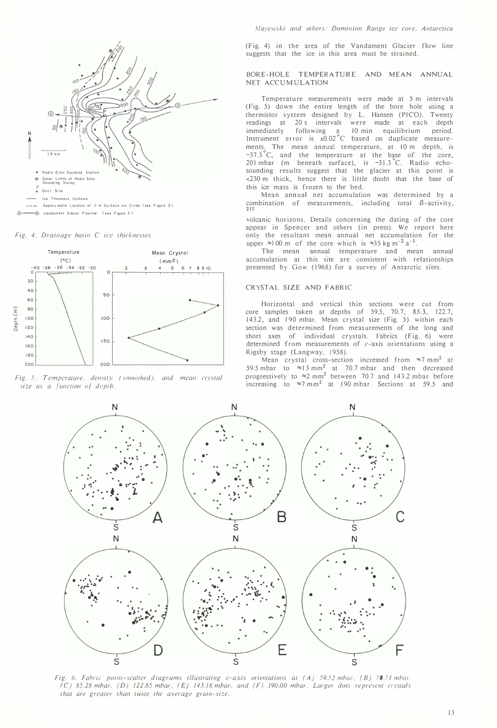Fig. 4. Drainage basin C ice thicknesses.

Fig. 5. Temperature, density (smoothed), and mean crystal size as a function of depth.

(Fig. 4) in the area of the Vandament Glacier flow line suggests that the ice in this area must be strained.

## BORE-HOLE TEMPERATURE AND MEAN ANNUAL NET ACCUMULATION

Temperature measurements were made at 5 m intervals (Fig. 5) down the entire length of the bore hole using a thermistor system designed by L. Hansen (PICO). Twenty readings at 20 s intervals were made at each depth immediately following a 10 min equilibrium period. Instrument error is ±0.02 °C based on duplicate measurements. The mean annual temperature, at 10 m depth, is −37.3 °C, and the temperature at the base of the core, 201 mbar (m beneath surface), is −31.3 °C. Radio echo-sounding results suggest that the glacier at this point is <230 m thick, hence there is little doubt that the base of this ice mass is frozen to the bed.

Mean annual net accumulation was determined by a combination of measurements, including total β-activity, 210

volcanic horizons. Details concerning the dating of the core appear in Spencer and others (in press). We report here only the resultant mean annual net accumulation for the upper ≈100 m of the core which is ≈35 kg m$^{-2}$ a$^{-1}$.

The mean annual temperature and mean annual accumulation at this site are consistent with relationships presented by Gow (1968) for a survey of Antarctic sites.

## CRYSTAL SIZE AND FABRIC

Horizontal and vertical thin sections were cut from core samples taken at depths of 59.5, 70.7, 85.3, 122.7, 143.2, and 190 mbar. Mean crystal size (Fig. 5) within each section was determined from measurements of the long and short axes of individual crystals. Fabrics (Fig. 6) were determined from measurements of $c$-axis orientations using a Rigsby stage (Langway, 1958).

Mean crystal cross-section increased from ≈7 mm$^2$ at 59.5 mbar to ≈13 mm$^2$ at 70.7 mbar and then decreased progressively to ≈2 mm$^2$ between 70.7 and 143.2 mbar before increasing to ≈7 mm$^2$ at 190 mbar. Sections at 59.5 and

Fig. 6. Fabric point-scatter diagrams illustrating c-axis orientations at (A) 59.52 mbar, (B) 70.71 mbar, (C) 85.28 mbar, (D) 122.65 mbar, (E) 143.18 mbar, and (F) 190.00 mbar. Larger dots represent crystals that are greater than twice the average grain-size.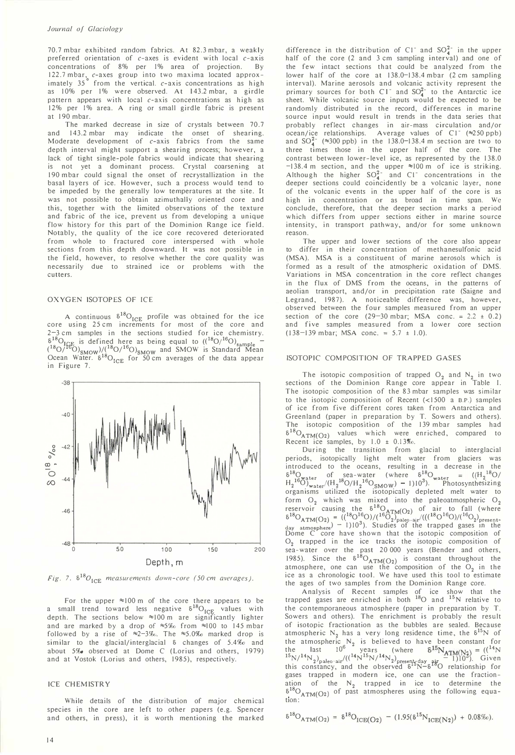70.7 mbar exhibited random fabrics. At 82.3 mbar, a weakly preferred orientation of $c$-axes is evident with local $c$-axis concentrations of 8% per 1% area of projection. By 122.7 mbar, $c$-axes group into two maxima located approximately 35° from the vertical. $c$-axis concentrations as high as 10% per 1% were observed. At 143.2 mbar, a girdle pattern appears with local $c$-axis concentrations as high as 12% per 1% area. A ring or small girdle fabric is present at 190 mbar.

The marked decrease in size of crystals between 70.7 and 143.2 mbar may indicate the onset of shearing. Moderate development of $c$-axis fabrics from the same depth interval might support a shearing process; however, a lack of tight single-pole fabrics would indicate that shearing is not yet a dominant process. Crystal coarsening at 190 mbar could signal the onset of recrystallization in the basal layers of ice. However, such a process would tend to be impeded by the generally low temperatures at the site. It was not possible to obtain azimuthally oriented core and this, together with the limited observations of the texture and fabric of the ice, prevent us from developing a unique flow history for this part of the Dominion Range ice field. Notably, the quality of the ice core recovered deteriorated from whole to fractured core interspersed with whole sections from this depth downward. It was not possible in the field, however, to resolve whether the core quality was necessarily due to strained ice or problems with the cutters.

## OXYGEN ISOTOPES OF ICE

A continuous $\delta^{18}O_{ICE}$ profile was obtained for the ice core using 25 cm increments for most of the core and 2–3 cm samples in the sections studied for ice chemistry. $\delta^{18}O_{ICE}$ is defined here as being equal to $((^{18}O/^{16}O)_{sample} - (^{18}O/^{16}O)_{SMOW})/(^{18}O/^{16}O)_{SMOW}$ and SMOW is Standard Mean Ocean Water. $\delta^{18}O_{ICE}$ for 50 cm averages of the data appear in Figure 7.

*Fig. 7. $\delta^{18}O_{ICE}$ measurements down-core (50 cm averages).*

For the upper ≈100 m of the core there appears to be a small trend toward less negative $\delta^{18}O_{ICE}$ values with depth. The sections below ≈100 m are significantly lighter and are marked by a drop of ≈5‰ from ≈100 to 145 mbar followed by a rise of ≈2–3‰. The ≈5.0‰ marked drop is similar to the glacial/interglacial $\delta$ changes of 5.4‰ and about 5‰ observed at Dome C (Lorius and others, 1979) and at Vostok (Lorius and others, 1985), respectively.

## ICE CHEMISTRY

While details of the distribution of major chemical species in the core are left to other papers (e.g. Spencer and others, in press), it is worth mentioning the marked difference in the distribution of $Cl^-$ and $SO_4^{2-}$ in the upper half of the core (2 and 3 cm sampling interval) and one of the few intact sections that could be analyzed from the lower half of the core at 138.0–138.4 mbar (2 cm sampling interval). Marine aerosols and volcanic activity represent the primary sources for both $Cl^-$ and $SO_4^{2-}$ to the Antarctic ice sheet. While volcanic source inputs would be expected to be randomly distributed in the record, differences in marine source input would result in trends in the data series that probably reflect changes in air-mass circulation and/or ocean/ice relationships. Average values of $Cl^-$ (≈250 ppb) and $SO_4^{2-}$ (≈300 ppb) in the 138.0–138.4 m section are two to three times those in the upper half of the core. The contrast between lower-level ice, as represented by the 138.0–138.4 m section, and the upper ≈100 m of ice is striking. Although the higher $SO_4^{2-}$ and $Cl^-$ concentrations in the deeper sections could coincidently be a volcanic layer, none of the volcanic events in the upper half of the core is as high in concentration or as broad in time span. We conclude, therefore, that the deeper section marks a period which differs from upper sections either in marine source intensity, in transport pathway, and/or for some unknown reason.

The upper and lower sections of the core also appear to differ in their concentration of methanesulfonic acid (MSA). MSA is a constituent of marine aerosols which is formed as a result of the atmospheric oxidation of DMS. Variations in MSA concentration in the core reflect changes in the flux of DMS from the oceans, in the patterns of aeolian transport, and/or in precipitation rate (Saigne and Legrand, 1987). A noticeable difference was, however, observed between the four samples measured from an upper section of the core (29–30 mbar; MSA conc. = 2.2 ± 0.2) and five samples measured from a lower core section (138–139 mbar; MSA conc. = 5.7 ± 1.0).

## ISOTOPIC COMPOSITION OF TRAPPED GASES

The isotopic composition of trapped $O_2$ and $N_2$ in two sections of the Dominion Range core appear in Table 1. The isotopic composition of the 83 mbar samples was similar to the isotopic composition of Recent (<1500 a B.P.) samples of ice from five different cores taken from Antarctica and Greenland (paper in preparation by T. Sowers and others). The isotopic composition of the 139 mbar samples had $\delta^{18}O_{ATM(O_2)}$ values which were enriched, compared to Recent ice samples, by 1.0 ± 0.13‰.

During the transition from glacial to interglacial periods, isotopically light melt water from glaciers was introduced to the oceans, resulting in a decrease in the $\delta^{18}O_{water}$ of sea-water (where $\delta^{18}O_{water} = ((H_2{}^{18}O/H_2{}^{16}O)_{water}/(H_2{}^{18}O/H_2{}^{16}O_{SMOW}) - 1)10^3$). Photosynthesizing organisms utilized the isotopically depleted melt water to form $O_2$ which was mixed into the paleoatmospheric $O_2$ reservoir causing the $\delta^{18}O_{ATM(O_2)}$ of air to fall (where $\delta^{18}O_{ATM(O_2)} = ((^{18}O^{16}O)/(^{16}O_2)_{paleo\text{-}air}/(((^{18}O^{16}O))/(^{16}O_2)_{present\text{-}day\ atmosphere}) - 1)10^3$). Studies of the trapped gases in the Dome C core have shown that the isotopic composition of $O_2$ trapped in the ice tracks the isotopic composition of sea-water over the past 20 000 years (Bender and others, 1985). Since the $\delta^{18}O_{ATM(O_2)}$ is constant throughout the atmosphere, one can use the composition of the $O_2$ in the ice as a chronologic tool. We have used this tool to estimate the ages of two samples from the Dominion Range core.

Analysis of Recent samples of ice show that the trapped gases are enriched in both $^{18}O$ and $^{15}N$ relative to the contemporaneous atmosphere (paper in preparation by T. Sowers and others). The enrichment is probably the result of isotopic fractionation as the bubbles are sealed. Because atmospheric $N_2$ has a very long residence time, the $\delta^{15}N$ of the atmospheric $N_2$ is believed to have been constant for the last $10^6$ years (where $\delta^{15}N_{ATM(N_2)} = ((^{14}N^{15}N/^{14}N_2)_{paleo\text{-}air}/((^{14}N^{15}N/^{14}N_2)_{present\text{-}day\ air} - 1)10^3$). Given this constancy, and the observed $\delta^{15}N$–$\delta^{18}O$ relationship for gases trapped in modern ice, one can use the fractionation of the $N_2$ trapped in ice to determine the $\delta^{18}O_{ATM(O_2)}$ of past atmospheres using the following equation:

$$\delta^{18}O_{ATM(O_2)} = \delta^{18}O_{ICE(O_2)} - (1.95(\delta^{15}N_{ICE(N_2)}) + 0.08‰).$$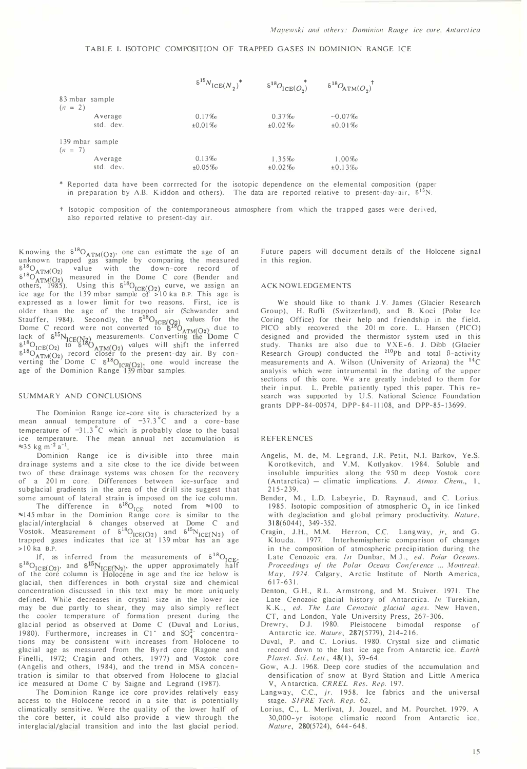TABLE I. ISOTOPIC COMPOSITION OF TRAPPED GASES IN DOMINION RANGE ICE

| | $\delta^{15}N_{ICE(N_2)}$* | $\delta^{18}O_{ICE(O_2)}$* | $\delta^{18}O_{ATM(O_2)}$† |
|---|---|---|---|
| 83 mbar sample ($n$ = 2) | | | |
| Average | 0.17‰ | 0.37‰ | -0.07‰ |
| std. dev. | ±0.01‰ | ±0.02‰ | ±0.01‰ |
| 139 mbar sample ($n$ = 7) | | | |
| Average | 0.13‰ | 1.35‰ | 1.00‰ |
| std. dev. | ±0.05‰ | ±0.02‰ | ±0.13‰ |

\* Reported data have been corrrected for the isotopic dependence on the elemental composition (paper in preparation by A.B. Kiddon and others). The data are reported relative to present-day-air, $\delta^{15}N$.

† Isotopic composition of the contemporaneous atmosphere from which the trapped gases were derived, also reported relative to present-day air.

Knowing the $\delta^{18}O_{ATM(O_2)}$, one can estimate the age of an unknown trapped gas sample by comparing the measured $\delta^{18}O_{ATM(O_2)}$ value with the down-core record of $\delta^{18}O_{ATM(O_2)}$ measured in the Dome C core (Bender and others, 1985). Using this $\delta^{18}O_{ICE(O_2)}$ curve, we assign an ice age for the 139 mbar sample of >10 ka B.P. This age is expressed as a lower limit for two reasons. First, ice is older than the age of the trapped air (Schwander and Stauffer, 1984). Secondly, the $\delta^{18}O_{ICE(O_2)}$ values for the Dome C record were not converted to $\delta^{18}O_{ATM(O_2)}$ due to lack of $\delta^{15}N_{ICE(N_2)}$ measurements. Converting the Dome C $\delta^{18}O_{ICE(O_2)}$ to $\delta^{18}O_{ATM(O_2)}$ values will shift the inferred $\delta^{18}O_{ATM(O_2)}$ record closer to the present-day air. By converting the Dome C $\delta^{18}O_{ICE(O_2)}$, one would increase the age of the Dominion Range 139 mbar samples.

## SUMMARY AND CONCLUSIONS

The Dominion Range ice-core site is characterized by a mean annual temperature of −37.3°C and a core-base temperature of −31.3°C which is probably close to the basal ice temperature. The mean annual net accumulation is ≈35 kg m$^{-2}$ a$^{-1}$.

Dominion Range ice is divisible into three main drainage systems and a site close to the ice divide between two of these drainage systems was chosen for the recovery of a 201 m core. Differences between ice-surface and subglacial gradients in the area of the drill site suggest that some amount of lateral strain is imposed on the ice column.

The difference in $\delta^{18}O_{ICE}$ noted from ≈100 to ≈145 mbar in the Dominion Range core is similar to the glacial/interglacial δ changes observed at Dome C and Vostok. Measurement of $\delta^{18}O_{ICE(O_2)}$ and $\delta^{15}N_{ICE(N_2)}$ of trapped gases indicates that ice at 139 mbar has an age >10 ka B.P.

If, as inferred from the measurements of $\delta^{18}O_{ICE}$, $\delta^{18}O_{ICE(O_2)}$, and $\delta^{15}N_{ICE(N_2)}$, the upper approximately half of the core column is Holocene in age and the ice below is glacial, then differences in both crystal size and chemical concentration discussed in this text may be more uniquely defined. While decreases in crystal size in the lower ice may be due partly to shear, they may also simply reflect the cooler temperature of formation present during the glacial period as observed at Dome C (Duval and Lorius, 1980). Furthermore, increases in $Cl^-$ and $SO_4^{2-}$ concentrations may be consistent with increases from Holocene to glacial age as measured from the Byrd core (Ragone and Finelli, 1972; Cragin and others, 1977) and Vostok core (Angelis and others, 1984), and the trend in MSA concentration is similar to that observed from Holocene to glacial ice measured at Dome C by Saigne and Legrand (1987).

The Dominion Range ice core provides relatively easy access to the Holocene record in a site that is potentially climatically sensitive. Were the quality of the lower half of the core better, it could also provide a view through the interglacial/glacial transition and into the last glacial period. Future papers will document details of the Holocene signal in this region.

## ACKNOWLEDGEMENTS

We should like to thank J.V. James (Glacier Research Group), H. Rufli (Switzerland), and B. Koci (Polar Ice Coring Office) for their help and friendship in the field. PICO ably recovered the 201 m core. L. Hansen (PICO) designed and provided the thermistor system used in this study. Thanks are also due to VXE-6. J. Dibb (Glacier Research Group) conducted the $^{210}$Pb and total β-activity measurements and A. Wilson (University of Arizona) the $^{14}$C analysis which were intrumental in the dating of the upper sections of this core. We are greatly indebted to them for their input. L. Preble patiently typed this paper. This research was supported by U.S. National Science Foundation grants DPP-84-00574, DPP-84-11108, and DPP-85-13699.

## REFERENCES

Angelis, M. de, M. Legrand, J.R. Petit, N.I. Barkov, Ye.S. Korotkevitch, and V.M. Kotlyakov. 1984. Soluble and insoluble impurities along the 950 m deep Vostok core (Antarctica) — climatic implications. *J. Atmos. Chem.*, 1, 215-239.

Bender, M., L.D. Labeyrie, D. Raynaud, and C. Lorius. 1985. Isotopic composition of atmospheric $O_2$ in ice linked with deglaciation and global primary productivity. *Nature*, **318**(6044), 349-352.

Cragin, J.H., M.M. Herron, C.C. Langway, *jr*, and G. Klouda. 1977. Interhemispheric comparison of changes in the composition of atmospheric precipitation during the Late Cenozoic era. *In* Dunbar, M.J., *ed. Polar Oceans. Proceedings of the Polar Oceans Conference ... Montreal, May, 1974.* Calgary, Arctic Institute of North America, 617-631.

Denton, G.H., R.L. Armstrong, and M. Stuiver. 1971. The Late Cenozoic glacial history of Antarctica. *In* Turekian, K.K., *ed. The Late Cenozoic glacial ages.* New Haven, CT, and London, Yale University Press, 267-306.

Drewry, D.J. 1980. Pleistocene bimodal response of Antarctic ice. *Nature*, **287**(5779), 214-216.

Duval, P. and C. Lorius. 1980. Crystal size and climatic record down to the last ice age from Antarctic ice. *Earth Planet. Sci. Lett.*, **48**(1), 59-64.

Gow, A.J. 1968. Deep core studies of the accumulation and densification of snow at Byrd Station and Little America V, Antarctica. *CRREL Res. Rep.* 197.

Langway, C.C., *jr.* 1958. Ice fabrics and the universal stage. *SIPRE Tech. Rep.* 62.

Lorius, C., L. Merlivat, J. Jouzel, and M. Pourchet. 1979. A 30,000-yr isotope climatic record from Antarctic ice. *Nature*, **280**(5724), 644-648.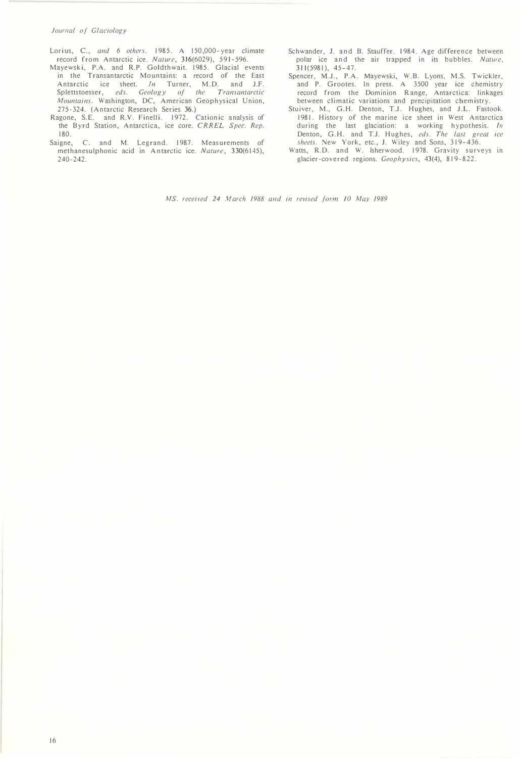Lorius, C., *and 6 others*. 1985. A 150,000-year climate record from Antarctic ice. *Nature*, **316**(6029), 591-596.

Mayewski, P.A. and R.P. Goldthwait. 1985. Glacial events in the Transantarctic Mountains: a record of the East Antarctic ice sheet. *In* Turner, M.D. and J.F. Splettstoesser, *eds. Geology of the Transantarctic Mountains*. Washington, DC, American Geophysical Union, 275-324. (Antarctic Research Series **36**.)

Ragone, S.E. and R.V. Finelli. 1972. Cationic analysis of the Byrd Station, Antarctica, ice core. *CRREL Spec. Rep.* 180.

Saigne, C. and M. Legrand. 1987. Measurements of methanesulphonic acid in Antarctic ice. *Nature*, **330**(6145), 240-242.

Schwander, J. and B. Stauffer. 1984. Age difference between polar ice and the air trapped in its bubbles. *Nature*, **311**(5981), 45-47.

Spencer, M.J., P.A. Mayewski, W.B. Lyons, M.S. Twickler, and P. Grootes. In press. A 3500 year ice chemistry record from the Dominion Range, Antarctica: linkages between climatic variations and precipitation chemistry.

Stuiver, M., G.H. Denton, T.J. Hughes, and J.L. Fastook. 1981. History of the marine ice sheet in West Antarctica during the last glaciation: a working hypothesis. *In* Denton, G.H. and T.J. Hughes, *eds. The last great ice sheets*. New York, etc., J. Wiley and Sons, 319-436.

Watts, R.D. and W. Isherwood. 1978. Gravity surveys in glacier-covered regions. *Geophysics*, 43(4), 819-822.

*MS. received 24 March 1988 and in revised form 10 May 1989*